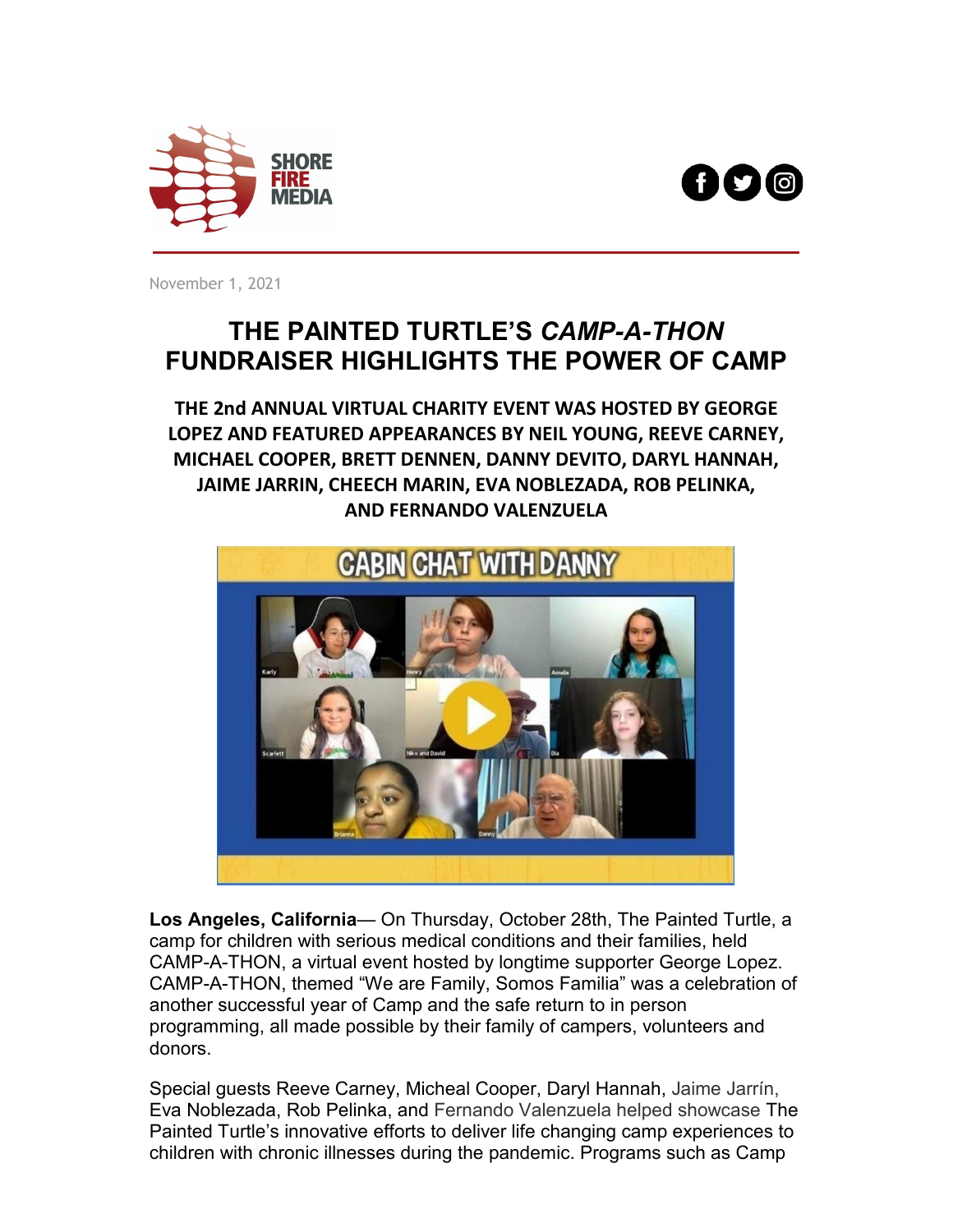November 1, 2021

# THE PAINTED TURTLE'S *CAMP-A-THON* FUNDRAISER HIGHLIGHTS THE POWER OF CAMP

## THE 2nd ANNUAL VIRTUAL CHARITY EVENT WAS HOSTED BY GEORGE LOPEZ AND FEATURED APPEARANCES BY NEIL YOUNG, REEVE CARNEY, MICHAEL COOPER, BRETT DENNEN, DANNY DEVITO, DARYL HANNAH, JAIME JARRIN, CHEECH MARIN, EVA NOBLEZADA, ROB PELINKA, AND FERNANDO VALENZUELA

**Los Angeles, California**— On Thursday, October 28th, The Painted Turtle, a camp for children with serious medical conditions and their families, held CAMP-A-THON, a virtual event hosted by longtime supporter George Lopez. CAMP-A-THON, themed "We are Family, Somos Familia" was a celebration of another successful year of Camp and the safe return to in person programming, all made possible by their family of campers, volunteers and donors.

Special guests Reeve Carney, Micheal Cooper, Daryl Hannah, Jaime Jarrín, Eva Noblezada, Rob Pelinka, and Fernando Valenzuela helped showcase The Painted Turtle's innovative efforts to deliver life changing camp experiences to children with chronic illnesses during the pandemic. Programs such as Camp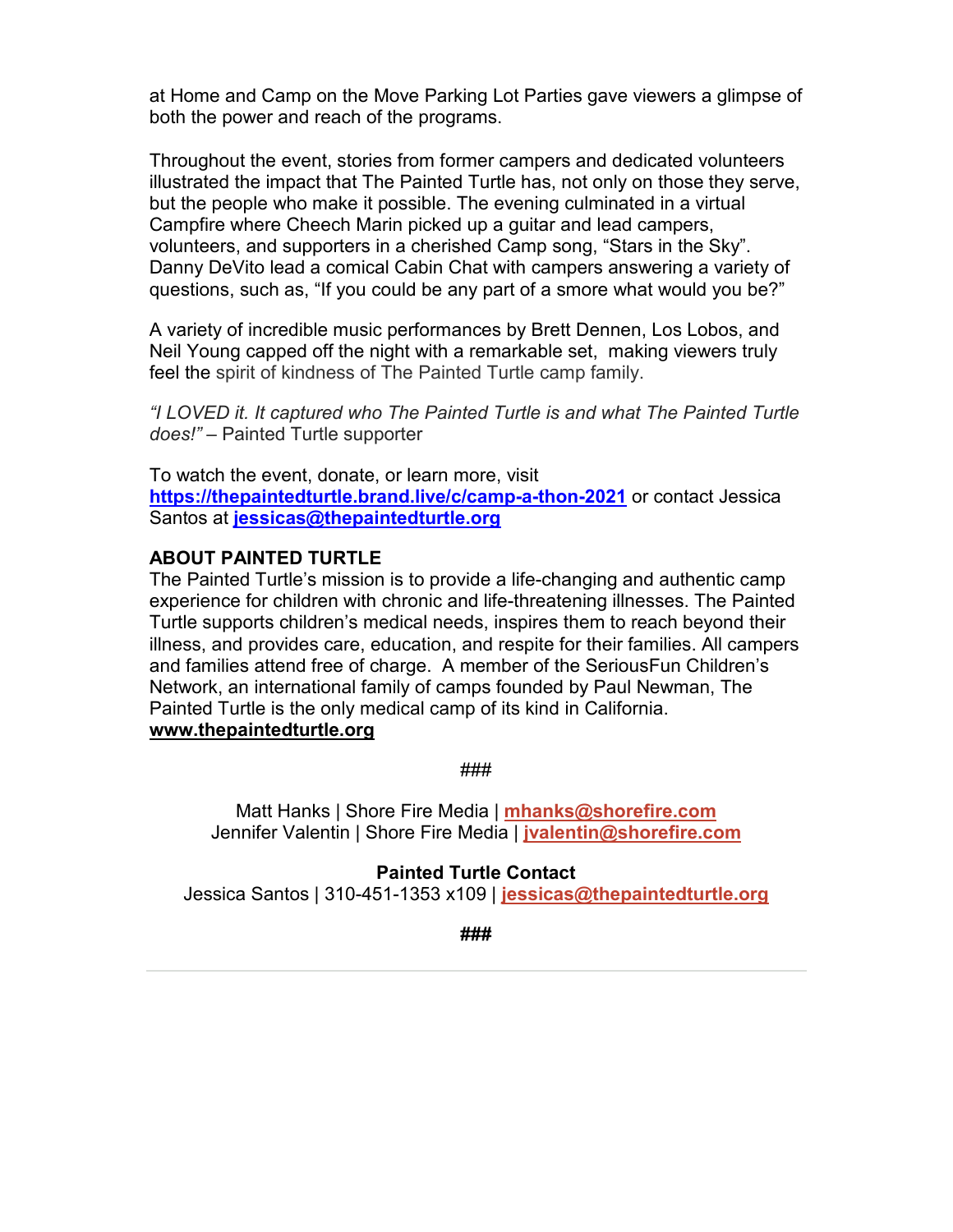at Home and Camp on the Move Parking Lot Parties gave viewers a glimpse of both the power and reach of the programs.

Throughout the event, stories from former campers and dedicated volunteers illustrated the impact that The Painted Turtle has, not only on those they serve, but the people who make it possible. The evening culminated in a virtual Campfire where Cheech Marin picked up a guitar and lead campers, volunteers, and supporters in a cherished Camp song, "Stars in the Sky". Danny DeVito lead a comical Cabin Chat with campers answering a variety of questions, such as, "If you could be any part of a smore what would you be?"

A variety of incredible music performances by Brett Dennen, Los Lobos, and Neil Young capped off the night with a remarkable set, making viewers truly feel the spirit of kindness of The Painted Turtle camp family.

*"I LOVED it. It captured who The Painted Turtle is and what The Painted Turtle does!"* – Painted Turtle supporter

To watch the event, donate, or learn more, visit **https://thepaintedturtle.brand.live/c/camp-a-thon-2021** or contact Jessica Santos at **jessicas@thepaintedturtle.org**

**ABOUT PAINTED TURTLE**
The Painted Turtle's mission is to provide a life-changing and authentic camp experience for children with chronic and life-threatening illnesses. The Painted Turtle supports children's medical needs, inspires them to reach beyond their illness, and provides care, education, and respite for their families. All campers and families attend free of charge. A member of the SeriousFun Children's Network, an international family of camps founded by Paul Newman, The Painted Turtle is the only medical camp of its kind in California.
**www.thepaintedturtle.org**

###

Matt Hanks | Shore Fire Media | **mhanks@shorefire.com**
Jennifer Valentin | Shore Fire Media | **jvalentin@shorefire.com**

**Painted Turtle Contact**
Jessica Santos | 310-451-1353 x109 | **jessicas@thepaintedturtle.org**

**###**